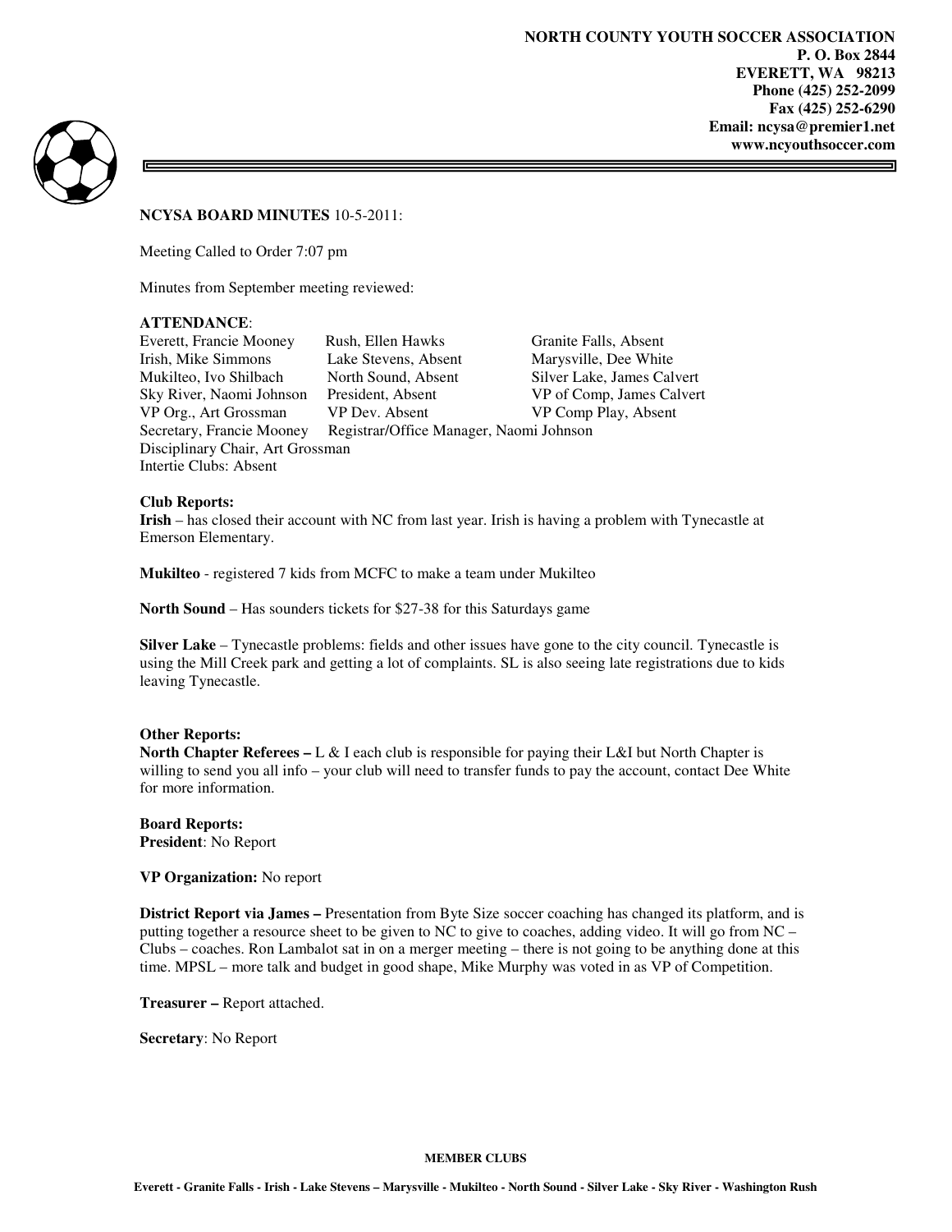**NORTH COUNTY YOUTH SOCCER ASSOCIATION**
**P. O. Box 2844**
**EVERETT, WA 98213**
**Phone (425) 252-2099**
**Fax (425) 252-6290**
**Email: ncysa@premier1.net**
**www.ncyouthsoccer.com**

**NCYSA BOARD MINUTES** 10-5-2011:

Meeting Called to Order 7:07 pm

Minutes from September meeting reviewed:

**ATTENDANCE**:

| | | |
|---|---|---|
| Everett, Francie Mooney | Rush, Ellen Hawks | Granite Falls, Absent |
| Irish, Mike Simmons | Lake Stevens, Absent | Marysville, Dee White |
| Mukilteo, Ivo Shilbach | North Sound, Absent | Silver Lake, James Calvert |
| Sky River, Naomi Johnson | President, Absent | VP of Comp, James Calvert |
| VP Org., Art Grossman | VP Dev. Absent | VP Comp Play, Absent |
| Secretary, Francie Mooney | Registrar/Office Manager, Naomi Johnson | |

Disciplinary Chair, Art Grossman
Intertie Clubs: Absent

**Club Reports:**

**Irish** – has closed their account with NC from last year. Irish is having a problem with Tynecastle at Emerson Elementary.

**Mukilteo** - registered 7 kids from MCFC to make a team under Mukilteo

**North Sound** – Has sounders tickets for $27-38 for this Saturdays game

**Silver Lake** – Tynecastle problems: fields and other issues have gone to the city council. Tynecastle is using the Mill Creek park and getting a lot of complaints. SL is also seeing late registrations due to kids leaving Tynecastle.

**Other Reports:**

**North Chapter Referees –** L & I each club is responsible for paying their L&I but North Chapter is willing to send you all info – your club will need to transfer funds to pay the account, contact Dee White for more information.

**Board Reports:**

**President**: No Report

**VP Organization:** No report

**District Report via James –** Presentation from Byte Size soccer coaching has changed its platform, and is putting together a resource sheet to be given to NC to give to coaches, adding video. It will go from NC – Clubs – coaches. Ron Lambalot sat in on a merger meeting – there is not going to be anything done at this time. MPSL – more talk and budget in good shape, Mike Murphy was voted in as VP of Competition.

**Treasurer –** Report attached.

**Secretary**: No Report

**MEMBER CLUBS**

**Everett - Granite Falls - Irish - Lake Stevens – Marysville - Mukilteo - North Sound - Silver Lake - Sky River - Washington Rush**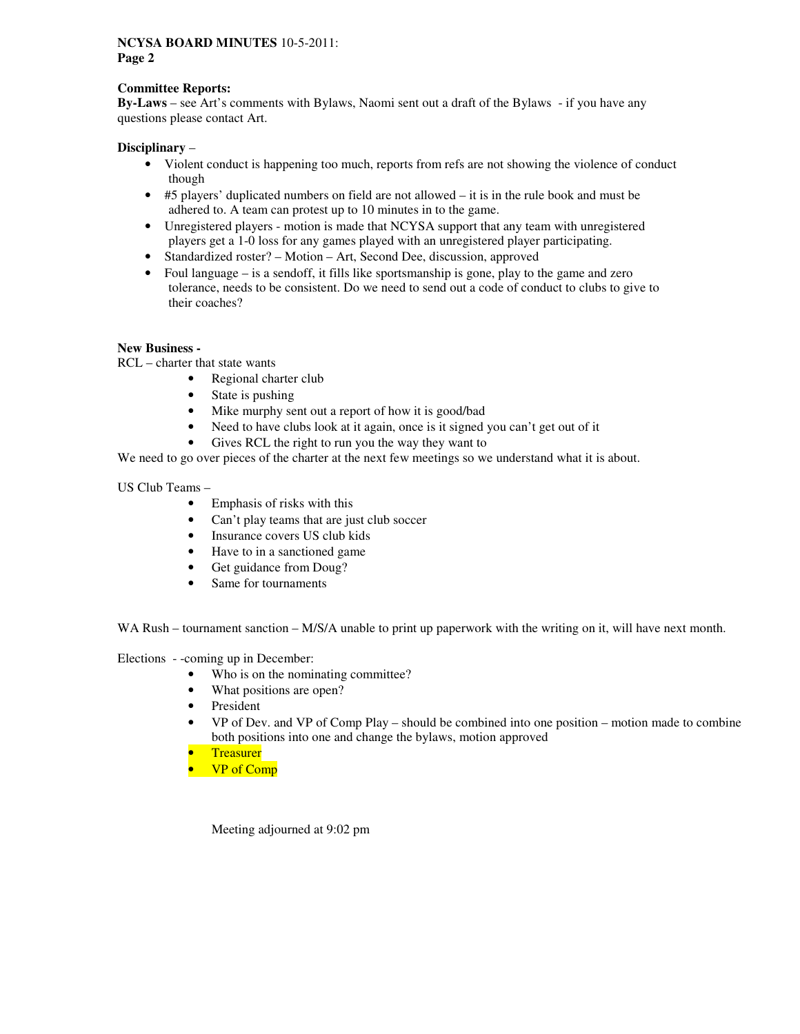**NCYSA BOARD MINUTES** 10-5-2011:
**Page 2**

**Committee Reports:**
**By-Laws** – see Art's comments with Bylaws, Naomi sent out a draft of the Bylaws - if you have any questions please contact Art.

**Disciplinary** –

- Violent conduct is happening too much, reports from refs are not showing the violence of conduct though
- #5 players' duplicated numbers on field are not allowed – it is in the rule book and must be adhered to. A team can protest up to 10 minutes in to the game.
- Unregistered players - motion is made that NCYSA support that any team with unregistered players get a 1-0 loss for any games played with an unregistered player participating.
- Standardized roster? – Motion – Art, Second Dee, discussion, approved
- Foul language – is a sendoff, it fills like sportsmanship is gone, play to the game and zero tolerance, needs to be consistent. Do we need to send out a code of conduct to clubs to give to their coaches?

**New Business -**
RCL – charter that state wants

- Regional charter club
- State is pushing
- Mike murphy sent out a report of how it is good/bad
- Need to have clubs look at it again, once is it signed you can't get out of it
- Gives RCL the right to run you the way they want to

We need to go over pieces of the charter at the next few meetings so we understand what it is about.

US Club Teams –

- Emphasis of risks with this
- Can't play teams that are just club soccer
- Insurance covers US club kids
- Have to in a sanctioned game
- Get guidance from Doug?
- Same for tournaments

WA Rush – tournament sanction – M/S/A unable to print up paperwork with the writing on it, will have next month.

Elections - -coming up in December:

- Who is on the nominating committee?
- What positions are open?
- President
- VP of Dev. and VP of Comp Play – should be combined into one position – motion made to combine both positions into one and change the bylaws, motion approved
- Treasurer
- VP of Comp

Meeting adjourned at 9:02 pm